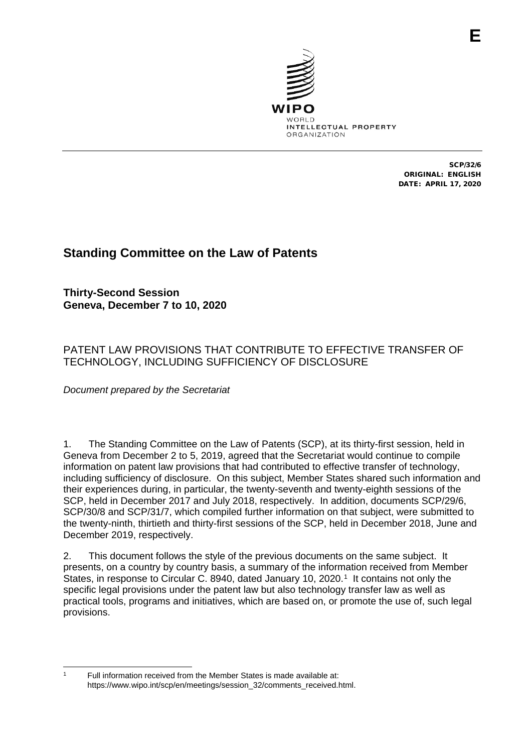E

WIPO
WORLD
INTELLECTUAL PROPERTY
ORGANIZATION

SCP/32/6
ORIGINAL: ENGLISH
DATE: APRIL 17, 2020

# Standing Committee on the Law of Patents

**Thirty-Second Session**
**Geneva, December 7 to 10, 2020**

## PATENT LAW PROVISIONS THAT CONTRIBUTE TO EFFECTIVE TRANSFER OF TECHNOLOGY, INCLUDING SUFFICIENCY OF DISCLOSURE

*Document prepared by the Secretariat*

1. The Standing Committee on the Law of Patents (SCP), at its thirty-first session, held in Geneva from December 2 to 5, 2019, agreed that the Secretariat would continue to compile information on patent law provisions that had contributed to effective transfer of technology, including sufficiency of disclosure. On this subject, Member States shared such information and their experiences during, in particular, the twenty-seventh and twenty-eighth sessions of the SCP, held in December 2017 and July 2018, respectively. In addition, documents SCP/29/6, SCP/30/8 and SCP/31/7, which compiled further information on that subject, were submitted to the twenty-ninth, thirtieth and thirty-first sessions of the SCP, held in December 2018, June and December 2019, respectively.

2. This document follows the style of the previous documents on the same subject. It presents, on a country by country basis, a summary of the information received from Member States, in response to Circular C. 8940, dated January 10, 2020.[1] It contains not only the specific legal provisions under the patent law but also technology transfer law as well as practical tools, programs and initiatives, which are based on, or promote the use of, such legal provisions.

---

[1] Full information received from the Member States is made available at: https://www.wipo.int/scp/en/meetings/session_32/comments_received.html.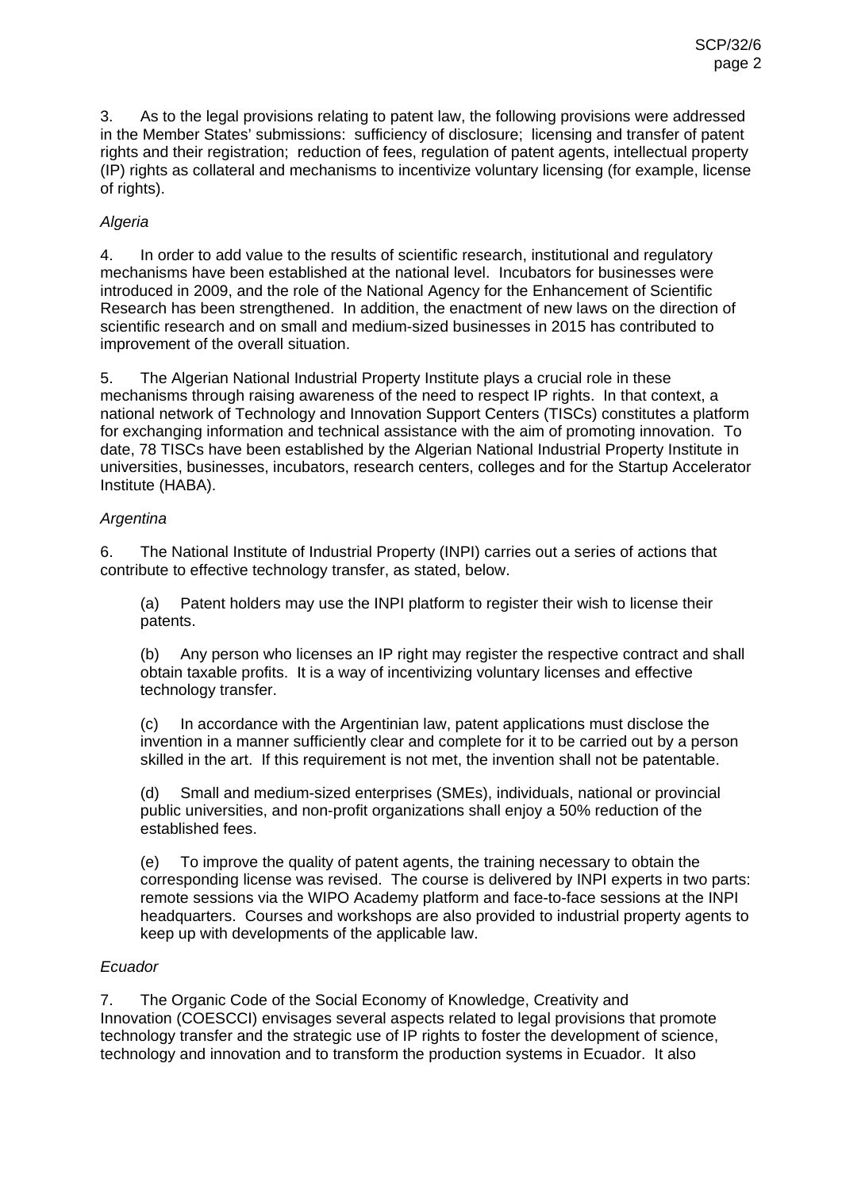3. As to the legal provisions relating to patent law, the following provisions were addressed in the Member States' submissions: sufficiency of disclosure; licensing and transfer of patent rights and their registration; reduction of fees, regulation of patent agents, intellectual property (IP) rights as collateral and mechanisms to incentivize voluntary licensing (for example, license of rights).

*Algeria*

4. In order to add value to the results of scientific research, institutional and regulatory mechanisms have been established at the national level. Incubators for businesses were introduced in 2009, and the role of the National Agency for the Enhancement of Scientific Research has been strengthened. In addition, the enactment of new laws on the direction of scientific research and on small and medium-sized businesses in 2015 has contributed to improvement of the overall situation.

5. The Algerian National Industrial Property Institute plays a crucial role in these mechanisms through raising awareness of the need to respect IP rights. In that context, a national network of Technology and Innovation Support Centers (TISCs) constitutes a platform for exchanging information and technical assistance with the aim of promoting innovation. To date, 78 TISCs have been established by the Algerian National Industrial Property Institute in universities, businesses, incubators, research centers, colleges and for the Startup Accelerator Institute (HABA).

*Argentina*

6. The National Institute of Industrial Property (INPI) carries out a series of actions that contribute to effective technology transfer, as stated, below.

(a) Patent holders may use the INPI platform to register their wish to license their patents.

(b) Any person who licenses an IP right may register the respective contract and shall obtain taxable profits. It is a way of incentivizing voluntary licenses and effective technology transfer.

(c) In accordance with the Argentinian law, patent applications must disclose the invention in a manner sufficiently clear and complete for it to be carried out by a person skilled in the art. If this requirement is not met, the invention shall not be patentable.

(d) Small and medium-sized enterprises (SMEs), individuals, national or provincial public universities, and non-profit organizations shall enjoy a 50% reduction of the established fees.

(e) To improve the quality of patent agents, the training necessary to obtain the corresponding license was revised. The course is delivered by INPI experts in two parts: remote sessions via the WIPO Academy platform and face-to-face sessions at the INPI headquarters. Courses and workshops are also provided to industrial property agents to keep up with developments of the applicable law.

*Ecuador*

7. The Organic Code of the Social Economy of Knowledge, Creativity and Innovation (COESCCI) envisages several aspects related to legal provisions that promote technology transfer and the strategic use of IP rights to foster the development of science, technology and innovation and to transform the production systems in Ecuador. It also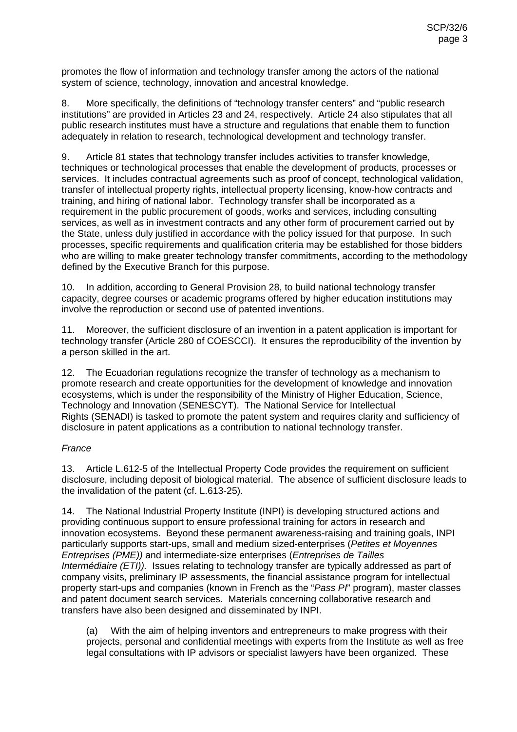promotes the flow of information and technology transfer among the actors of the national system of science, technology, innovation and ancestral knowledge.

8. More specifically, the definitions of "technology transfer centers" and "public research institutions" are provided in Articles 23 and 24, respectively. Article 24 also stipulates that all public research institutes must have a structure and regulations that enable them to function adequately in relation to research, technological development and technology transfer.

9. Article 81 states that technology transfer includes activities to transfer knowledge, techniques or technological processes that enable the development of products, processes or services. It includes contractual agreements such as proof of concept, technological validation, transfer of intellectual property rights, intellectual property licensing, know-how contracts and training, and hiring of national labor. Technology transfer shall be incorporated as a requirement in the public procurement of goods, works and services, including consulting services, as well as in investment contracts and any other form of procurement carried out by the State, unless duly justified in accordance with the policy issued for that purpose. In such processes, specific requirements and qualification criteria may be established for those bidders who are willing to make greater technology transfer commitments, according to the methodology defined by the Executive Branch for this purpose.

10. In addition, according to General Provision 28, to build national technology transfer capacity, degree courses or academic programs offered by higher education institutions may involve the reproduction or second use of patented inventions.

11. Moreover, the sufficient disclosure of an invention in a patent application is important for technology transfer (Article 280 of COESCCI). It ensures the reproducibility of the invention by a person skilled in the art.

12. The Ecuadorian regulations recognize the transfer of technology as a mechanism to promote research and create opportunities for the development of knowledge and innovation ecosystems, which is under the responsibility of the Ministry of Higher Education, Science, Technology and Innovation (SENESCYT). The National Service for Intellectual Rights (SENADI) is tasked to promote the patent system and requires clarity and sufficiency of disclosure in patent applications as a contribution to national technology transfer.

*France*

13. Article L.612-5 of the Intellectual Property Code provides the requirement on sufficient disclosure, including deposit of biological material. The absence of sufficient disclosure leads to the invalidation of the patent (cf. L.613-25).

14. The National Industrial Property Institute (INPI) is developing structured actions and providing continuous support to ensure professional training for actors in research and innovation ecosystems. Beyond these permanent awareness-raising and training goals, INPI particularly supports start-ups, small and medium sized-enterprises (*Petites et Moyennes Entreprises (PME))* and intermediate-size enterprises (*Entreprises de Tailles Intermédiaire (ETI)).* Issues relating to technology transfer are typically addressed as part of company visits, preliminary IP assessments, the financial assistance program for intellectual property start-ups and companies (known in French as the "*Pass PI*" program), master classes and patent document search services. Materials concerning collaborative research and transfers have also been designed and disseminated by INPI.

(a) With the aim of helping inventors and entrepreneurs to make progress with their projects, personal and confidential meetings with experts from the Institute as well as free legal consultations with IP advisors or specialist lawyers have been organized. These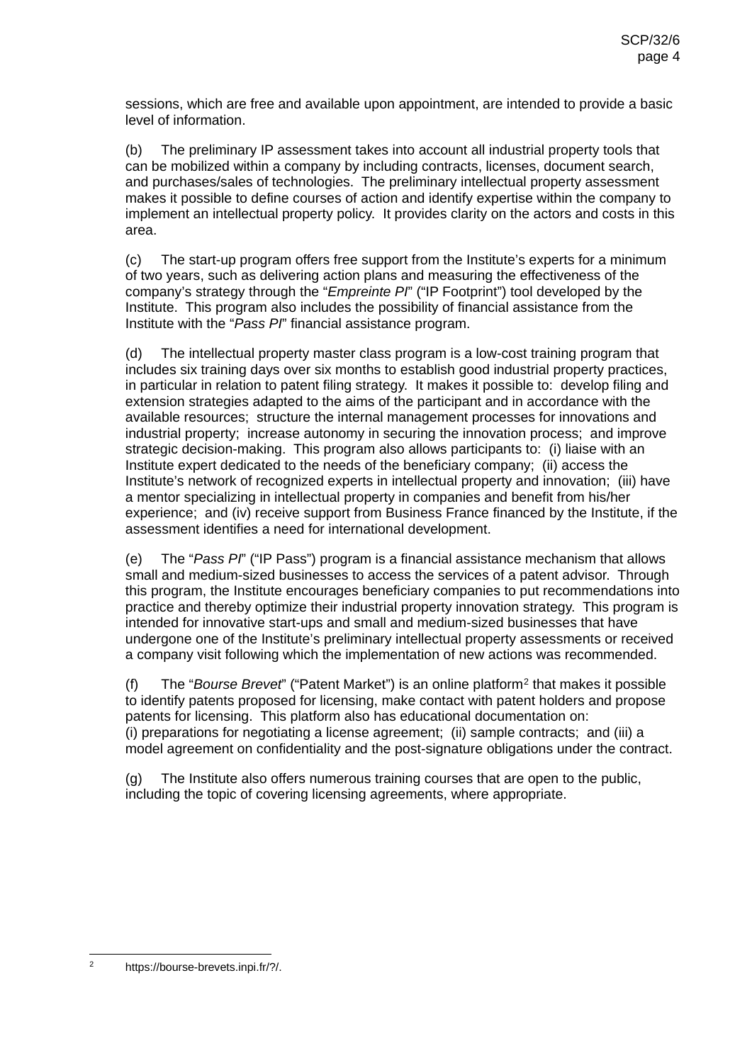sessions, which are free and available upon appointment, are intended to provide a basic level of information.

(b) The preliminary IP assessment takes into account all industrial property tools that can be mobilized within a company by including contracts, licenses, document search, and purchases/sales of technologies. The preliminary intellectual property assessment makes it possible to define courses of action and identify expertise within the company to implement an intellectual property policy. It provides clarity on the actors and costs in this area.

(c) The start-up program offers free support from the Institute's experts for a minimum of two years, such as delivering action plans and measuring the effectiveness of the company's strategy through the "*Empreinte PI*" ("IP Footprint") tool developed by the Institute. This program also includes the possibility of financial assistance from the Institute with the "*Pass PI*" financial assistance program.

(d) The intellectual property master class program is a low-cost training program that includes six training days over six months to establish good industrial property practices, in particular in relation to patent filing strategy. It makes it possible to: develop filing and extension strategies adapted to the aims of the participant and in accordance with the available resources; structure the internal management processes for innovations and industrial property; increase autonomy in securing the innovation process; and improve strategic decision-making. This program also allows participants to: (i) liaise with an Institute expert dedicated to the needs of the beneficiary company; (ii) access the Institute's network of recognized experts in intellectual property and innovation; (iii) have a mentor specializing in intellectual property in companies and benefit from his/her experience; and (iv) receive support from Business France financed by the Institute, if the assessment identifies a need for international development.

(e) The "*Pass PI*" ("IP Pass") program is a financial assistance mechanism that allows small and medium-sized businesses to access the services of a patent advisor. Through this program, the Institute encourages beneficiary companies to put recommendations into practice and thereby optimize their industrial property innovation strategy. This program is intended for innovative start-ups and small and medium-sized businesses that have undergone one of the Institute's preliminary intellectual property assessments or received a company visit following which the implementation of new actions was recommended.

(f) The "*Bourse Brevet*" ("Patent Market") is an online platform[2] that makes it possible to identify patents proposed for licensing, make contact with patent holders and propose patents for licensing. This platform also has educational documentation on: (i) preparations for negotiating a license agreement; (ii) sample contracts; and (iii) a model agreement on confidentiality and the post-signature obligations under the contract.

(g) The Institute also offers numerous training courses that are open to the public, including the topic of covering licensing agreements, where appropriate.

---

[2] https://bourse-brevets.inpi.fr/?/.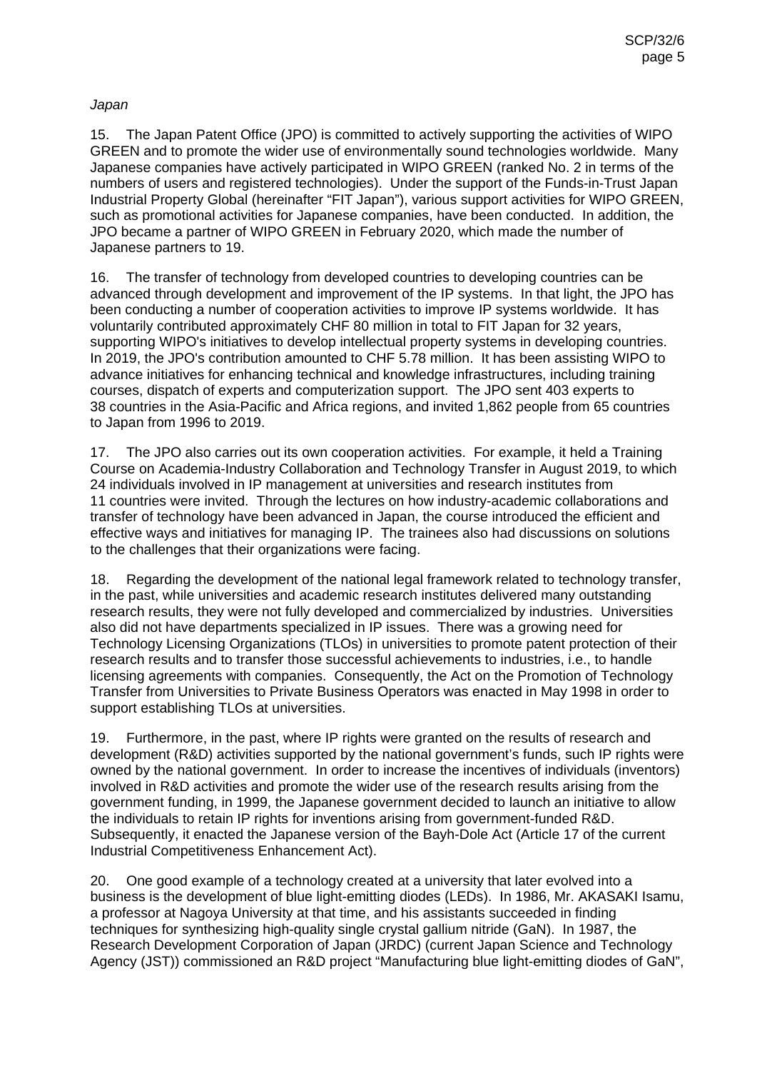*Japan*

15. The Japan Patent Office (JPO) is committed to actively supporting the activities of WIPO GREEN and to promote the wider use of environmentally sound technologies worldwide. Many Japanese companies have actively participated in WIPO GREEN (ranked No. 2 in terms of the numbers of users and registered technologies). Under the support of the Funds-in-Trust Japan Industrial Property Global (hereinafter "FIT Japan"), various support activities for WIPO GREEN, such as promotional activities for Japanese companies, have been conducted. In addition, the JPO became a partner of WIPO GREEN in February 2020, which made the number of Japanese partners to 19.

16. The transfer of technology from developed countries to developing countries can be advanced through development and improvement of the IP systems. In that light, the JPO has been conducting a number of cooperation activities to improve IP systems worldwide. It has voluntarily contributed approximately CHF 80 million in total to FIT Japan for 32 years, supporting WIPO's initiatives to develop intellectual property systems in developing countries. In 2019, the JPO's contribution amounted to CHF 5.78 million. It has been assisting WIPO to advance initiatives for enhancing technical and knowledge infrastructures, including training courses, dispatch of experts and computerization support. The JPO sent 403 experts to 38 countries in the Asia-Pacific and Africa regions, and invited 1,862 people from 65 countries to Japan from 1996 to 2019.

17. The JPO also carries out its own cooperation activities. For example, it held a Training Course on Academia-Industry Collaboration and Technology Transfer in August 2019, to which 24 individuals involved in IP management at universities and research institutes from 11 countries were invited. Through the lectures on how industry-academic collaborations and transfer of technology have been advanced in Japan, the course introduced the efficient and effective ways and initiatives for managing IP. The trainees also had discussions on solutions to the challenges that their organizations were facing.

18. Regarding the development of the national legal framework related to technology transfer, in the past, while universities and academic research institutes delivered many outstanding research results, they were not fully developed and commercialized by industries. Universities also did not have departments specialized in IP issues. There was a growing need for Technology Licensing Organizations (TLOs) in universities to promote patent protection of their research results and to transfer those successful achievements to industries, i.e., to handle licensing agreements with companies. Consequently, the Act on the Promotion of Technology Transfer from Universities to Private Business Operators was enacted in May 1998 in order to support establishing TLOs at universities.

19. Furthermore, in the past, where IP rights were granted on the results of research and development (R&D) activities supported by the national government's funds, such IP rights were owned by the national government. In order to increase the incentives of individuals (inventors) involved in R&D activities and promote the wider use of the research results arising from the government funding, in 1999, the Japanese government decided to launch an initiative to allow the individuals to retain IP rights for inventions arising from government-funded R&D. Subsequently, it enacted the Japanese version of the Bayh-Dole Act (Article 17 of the current Industrial Competitiveness Enhancement Act).

20. One good example of a technology created at a university that later evolved into a business is the development of blue light-emitting diodes (LEDs). In 1986, Mr. AKASAKI Isamu, a professor at Nagoya University at that time, and his assistants succeeded in finding techniques for synthesizing high-quality single crystal gallium nitride (GaN). In 1987, the Research Development Corporation of Japan (JRDC) (current Japan Science and Technology Agency (JST)) commissioned an R&D project "Manufacturing blue light-emitting diodes of GaN",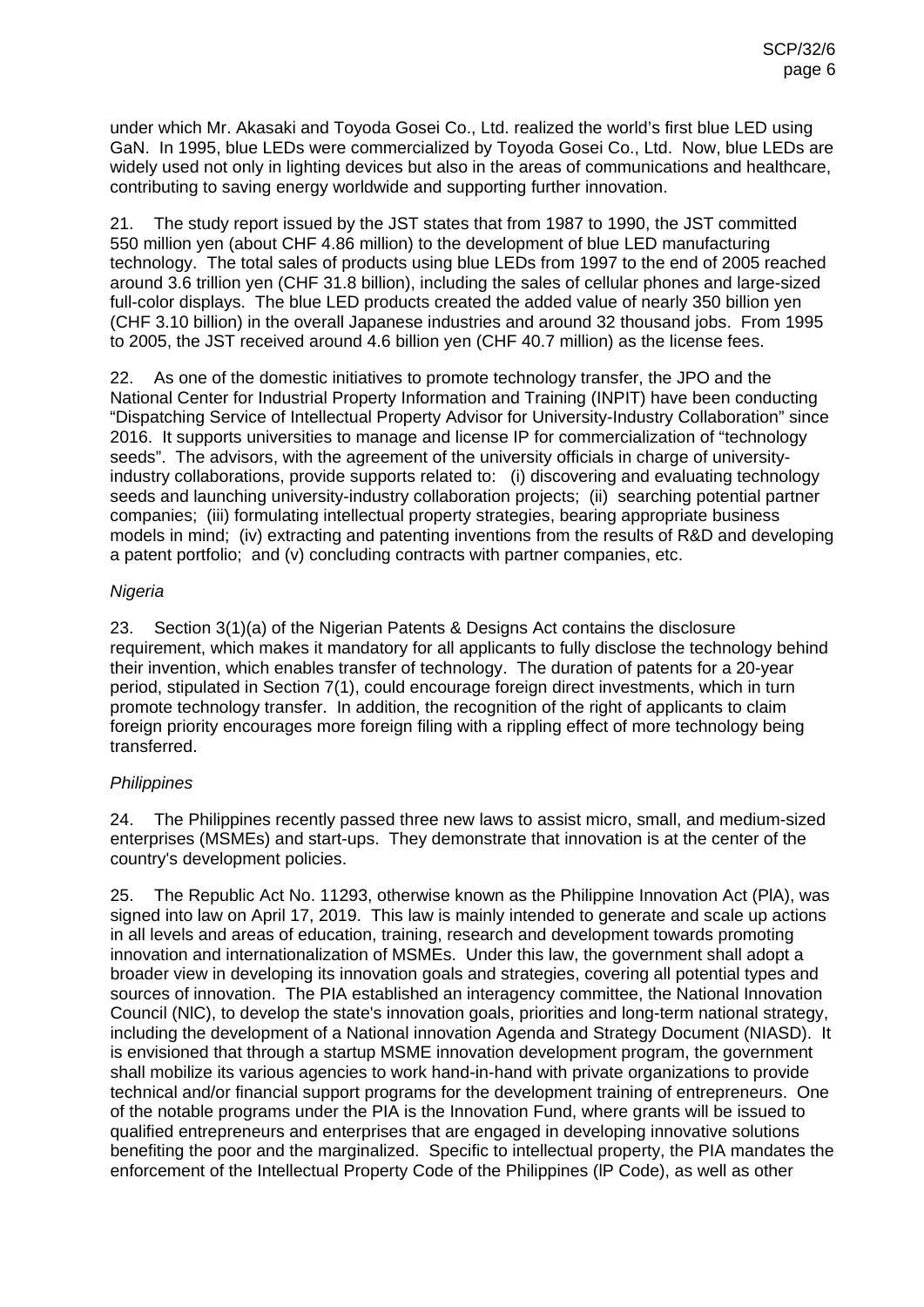under which Mr. Akasaki and Toyoda Gosei Co., Ltd. realized the world's first blue LED using GaN. In 1995, blue LEDs were commercialized by Toyoda Gosei Co., Ltd. Now, blue LEDs are widely used not only in lighting devices but also in the areas of communications and healthcare, contributing to saving energy worldwide and supporting further innovation.

21. The study report issued by the JST states that from 1987 to 1990, the JST committed 550 million yen (about CHF 4.86 million) to the development of blue LED manufacturing technology. The total sales of products using blue LEDs from 1997 to the end of 2005 reached around 3.6 trillion yen (CHF 31.8 billion), including the sales of cellular phones and large-sized full-color displays. The blue LED products created the added value of nearly 350 billion yen (CHF 3.10 billion) in the overall Japanese industries and around 32 thousand jobs. From 1995 to 2005, the JST received around 4.6 billion yen (CHF 40.7 million) as the license fees.

22. As one of the domestic initiatives to promote technology transfer, the JPO and the National Center for Industrial Property Information and Training (INPIT) have been conducting "Dispatching Service of Intellectual Property Advisor for University-Industry Collaboration" since 2016. It supports universities to manage and license IP for commercialization of "technology seeds". The advisors, with the agreement of the university officials in charge of university-industry collaborations, provide supports related to: (i) discovering and evaluating technology seeds and launching university-industry collaboration projects; (ii) searching potential partner companies; (iii) formulating intellectual property strategies, bearing appropriate business models in mind; (iv) extracting and patenting inventions from the results of R&D and developing a patent portfolio; and (v) concluding contracts with partner companies, etc.

*Nigeria*

23. Section 3(1)(a) of the Nigerian Patents & Designs Act contains the disclosure requirement, which makes it mandatory for all applicants to fully disclose the technology behind their invention, which enables transfer of technology. The duration of patents for a 20-year period, stipulated in Section 7(1), could encourage foreign direct investments, which in turn promote technology transfer. In addition, the recognition of the right of applicants to claim foreign priority encourages more foreign filing with a rippling effect of more technology being transferred.

*Philippines*

24. The Philippines recently passed three new laws to assist micro, small, and medium-sized enterprises (MSMEs) and start-ups. They demonstrate that innovation is at the center of the country's development policies.

25. The Republic Act No. 11293, otherwise known as the Philippine Innovation Act (PIA), was signed into law on April 17, 2019. This law is mainly intended to generate and scale up actions in all levels and areas of education, training, research and development towards promoting innovation and internationalization of MSMEs. Under this law, the government shall adopt a broader view in developing its innovation goals and strategies, covering all potential types and sources of innovation. The PIA established an interagency committee, the National Innovation Council (NIC), to develop the state's innovation goals, priorities and long-term national strategy, including the development of a National innovation Agenda and Strategy Document (NIASD). It is envisioned that through a startup MSME innovation development program, the government shall mobilize its various agencies to work hand-in-hand with private organizations to provide technical and/or financial support programs for the development training of entrepreneurs. One of the notable programs under the PIA is the Innovation Fund, where grants will be issued to qualified entrepreneurs and enterprises that are engaged in developing innovative solutions benefiting the poor and the marginalized. Specific to intellectual property, the PIA mandates the enforcement of the Intellectual Property Code of the Philippines (IP Code), as well as other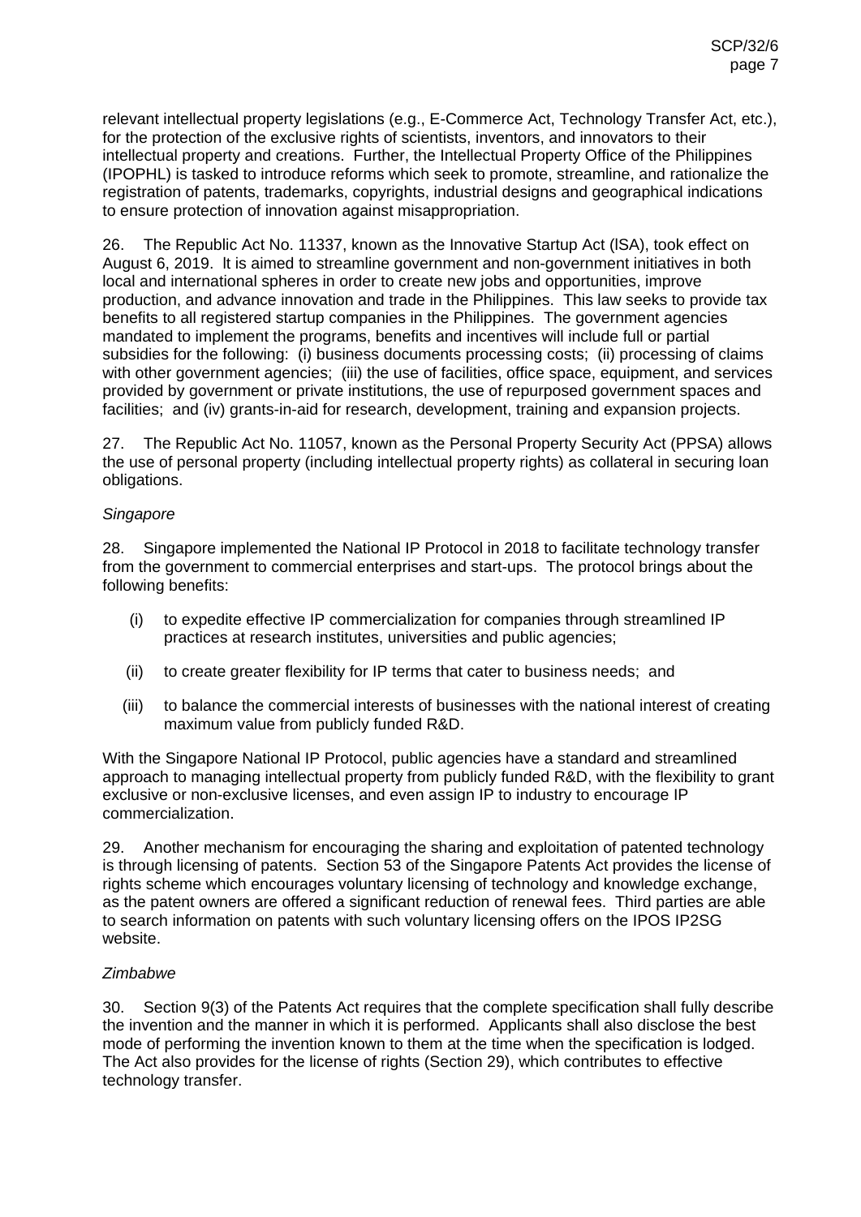relevant intellectual property legislations (e.g., E-Commerce Act, Technology Transfer Act, etc.), for the protection of the exclusive rights of scientists, inventors, and innovators to their intellectual property and creations. Further, the Intellectual Property Office of the Philippines (IPOPHL) is tasked to introduce reforms which seek to promote, streamline, and rationalize the registration of patents, trademarks, copyrights, industrial designs and geographical indications to ensure protection of innovation against misappropriation.

26. The Republic Act No. 11337, known as the Innovative Startup Act (lSA), took effect on August 6, 2019. lt is aimed to streamline government and non-government initiatives in both local and international spheres in order to create new jobs and opportunities, improve production, and advance innovation and trade in the Philippines. This law seeks to provide tax benefits to all registered startup companies in the Philippines. The government agencies mandated to implement the programs, benefits and incentives will include full or partial subsidies for the following: (i) business documents processing costs; (ii) processing of claims with other government agencies; (iii) the use of facilities, office space, equipment, and services provided by government or private institutions, the use of repurposed government spaces and facilities; and (iv) grants-in-aid for research, development, training and expansion projects.

27. The Republic Act No. 11057, known as the Personal Property Security Act (PPSA) allows the use of personal property (including intellectual property rights) as collateral in securing loan obligations.

*Singapore*

28. Singapore implemented the National IP Protocol in 2018 to facilitate technology transfer from the government to commercial enterprises and start-ups. The protocol brings about the following benefits:

(i) to expedite effective IP commercialization for companies through streamlined IP practices at research institutes, universities and public agencies;

(ii) to create greater flexibility for IP terms that cater to business needs; and

(iii) to balance the commercial interests of businesses with the national interest of creating maximum value from publicly funded R&D.

With the Singapore National IP Protocol, public agencies have a standard and streamlined approach to managing intellectual property from publicly funded R&D, with the flexibility to grant exclusive or non-exclusive licenses, and even assign IP to industry to encourage IP commercialization.

29. Another mechanism for encouraging the sharing and exploitation of patented technology is through licensing of patents. Section 53 of the Singapore Patents Act provides the license of rights scheme which encourages voluntary licensing of technology and knowledge exchange, as the patent owners are offered a significant reduction of renewal fees. Third parties are able to search information on patents with such voluntary licensing offers on the IPOS IP2SG website.

*Zimbabwe*

30. Section 9(3) of the Patents Act requires that the complete specification shall fully describe the invention and the manner in which it is performed. Applicants shall also disclose the best mode of performing the invention known to them at the time when the specification is lodged. The Act also provides for the license of rights (Section 29), which contributes to effective technology transfer.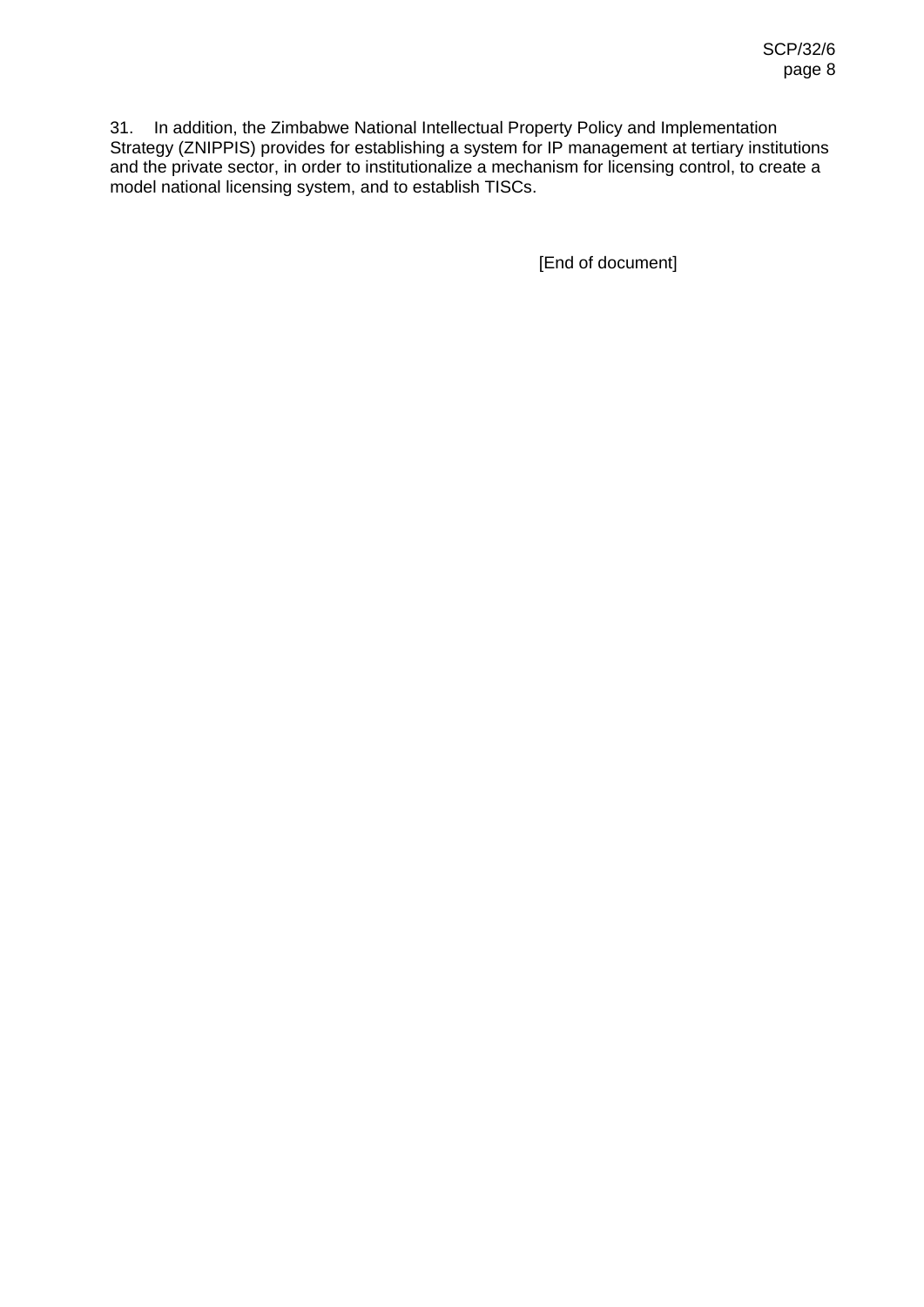31. In addition, the Zimbabwe National Intellectual Property Policy and Implementation Strategy (ZNIPPIS) provides for establishing a system for IP management at tertiary institutions and the private sector, in order to institutionalize a mechanism for licensing control, to create a model national licensing system, and to establish TISCs.

[End of document]